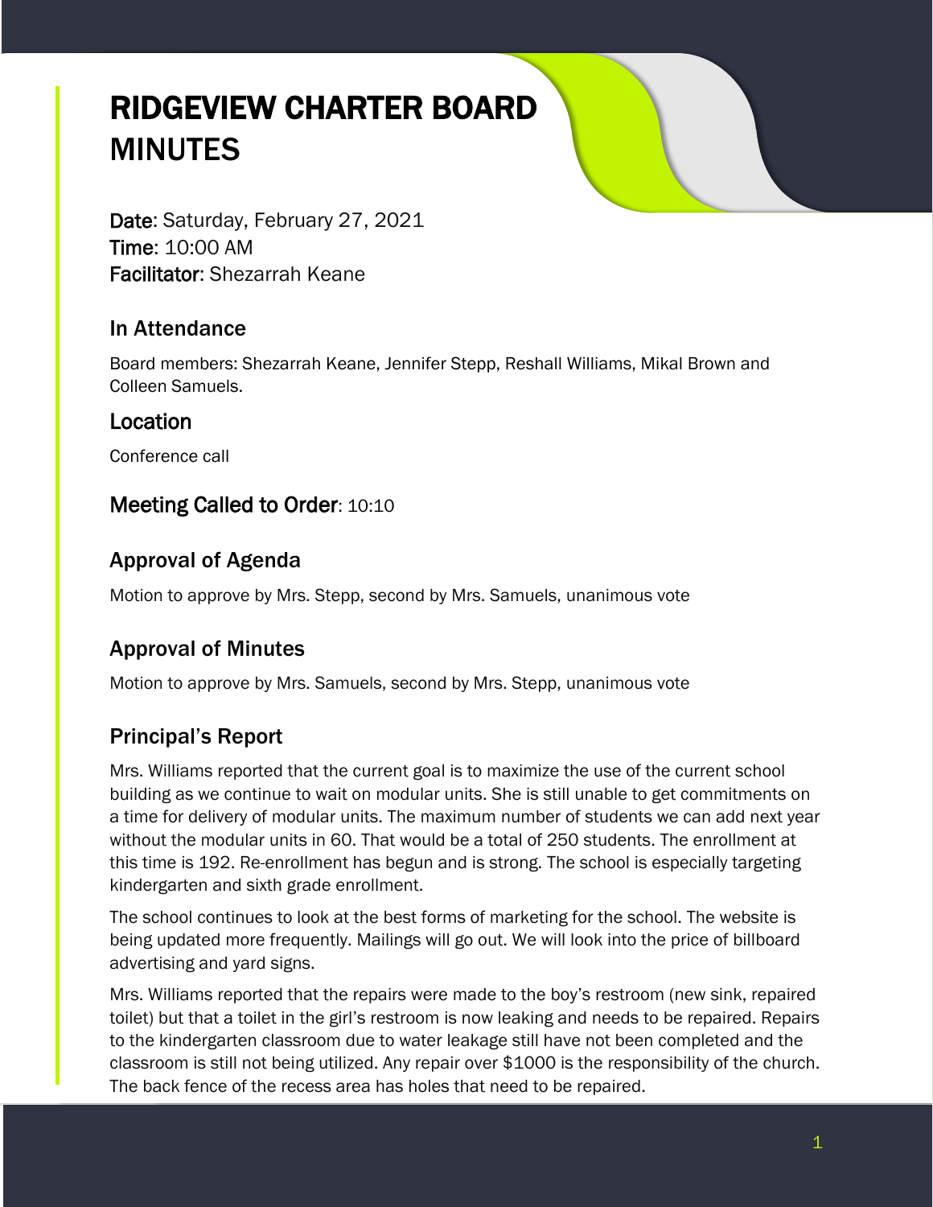# RIDGEVIEW CHARTER BOARD MINUTES

**Date**: Saturday, February 27, 2021
**Time**: 10:00 AM
**Facilitator**: Shezarrah Keane

## In Attendance

Board members: Shezarrah Keane, Jennifer Stepp, Reshall Williams, Mikal Brown and Colleen Samuels.

## Location

Conference call

## Meeting Called to Order: 10:10

## Approval of Agenda

Motion to approve by Mrs. Stepp, second by Mrs. Samuels, unanimous vote

## Approval of Minutes

Motion to approve by Mrs. Samuels, second by Mrs. Stepp, unanimous vote

## Principal's Report

Mrs. Williams reported that the current goal is to maximize the use of the current school building as we continue to wait on modular units. She is still unable to get commitments on a time for delivery of modular units. The maximum number of students we can add next year without the modular units in 60. That would be a total of 250 students. The enrollment at this time is 192. Re-enrollment has begun and is strong. The school is especially targeting kindergarten and sixth grade enrollment.

The school continues to look at the best forms of marketing for the school. The website is being updated more frequently. Mailings will go out. We will look into the price of billboard advertising and yard signs.

Mrs. Williams reported that the repairs were made to the boy's restroom (new sink, repaired toilet) but that a toilet in the girl's restroom is now leaking and needs to be repaired. Repairs to the kindergarten classroom due to water leakage still have not been completed and the classroom is still not being utilized. Any repair over $1000 is the responsibility of the church. The back fence of the recess area has holes that need to be repaired.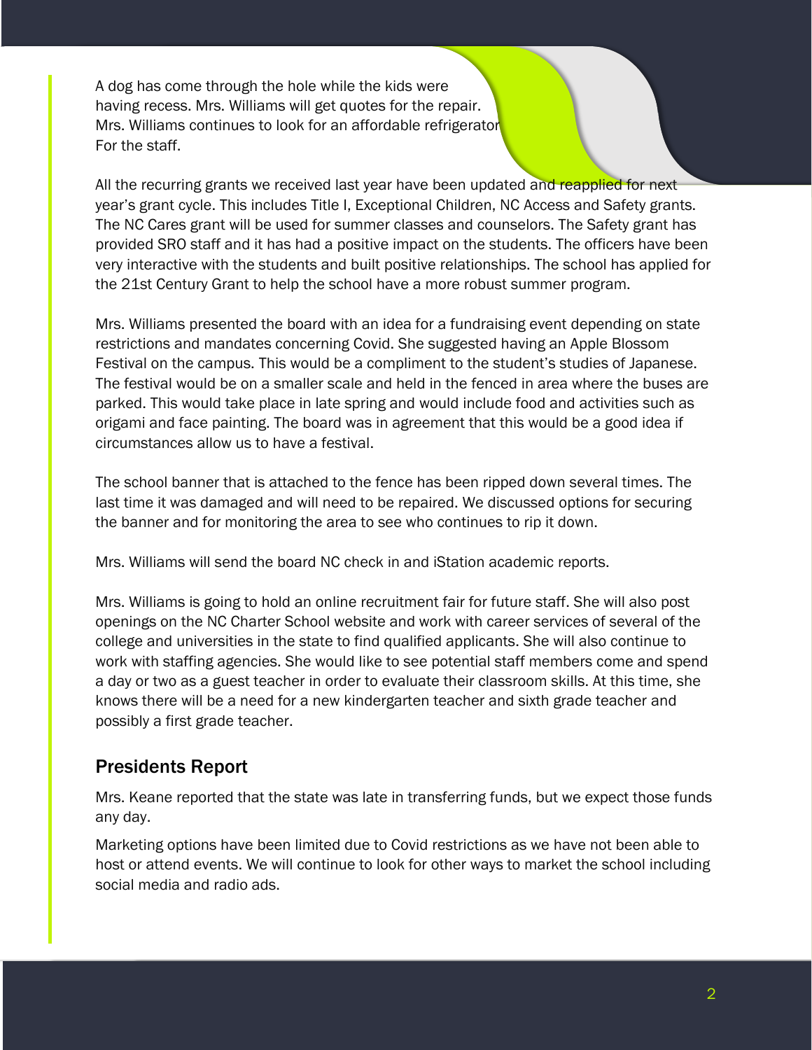A dog has come through the hole while the kids were having recess. Mrs. Williams will get quotes for the repair. Mrs. Williams continues to look for an affordable refrigerator For the staff.

All the recurring grants we received last year have been updated and reapplied for next year's grant cycle. This includes Title I, Exceptional Children, NC Access and Safety grants. The NC Cares grant will be used for summer classes and counselors. The Safety grant has provided SRO staff and it has had a positive impact on the students. The officers have been very interactive with the students and built positive relationships. The school has applied for the 21st Century Grant to help the school have a more robust summer program.

Mrs. Williams presented the board with an idea for a fundraising event depending on state restrictions and mandates concerning Covid. She suggested having an Apple Blossom Festival on the campus. This would be a compliment to the student's studies of Japanese. The festival would be on a smaller scale and held in the fenced in area where the buses are parked. This would take place in late spring and would include food and activities such as origami and face painting. The board was in agreement that this would be a good idea if circumstances allow us to have a festival.

The school banner that is attached to the fence has been ripped down several times. The last time it was damaged and will need to be repaired. We discussed options for securing the banner and for monitoring the area to see who continues to rip it down.

Mrs. Williams will send the board NC check in and iStation academic reports.

Mrs. Williams is going to hold an online recruitment fair for future staff. She will also post openings on the NC Charter School website and work with career services of several of the college and universities in the state to find qualified applicants. She will also continue to work with staffing agencies. She would like to see potential staff members come and spend a day or two as a guest teacher in order to evaluate their classroom skills. At this time, she knows there will be a need for a new kindergarten teacher and sixth grade teacher and possibly a first grade teacher.

## Presidents Report

Mrs. Keane reported that the state was late in transferring funds, but we expect those funds any day.

Marketing options have been limited due to Covid restrictions as we have not been able to host or attend events. We will continue to look for other ways to market the school including social media and radio ads.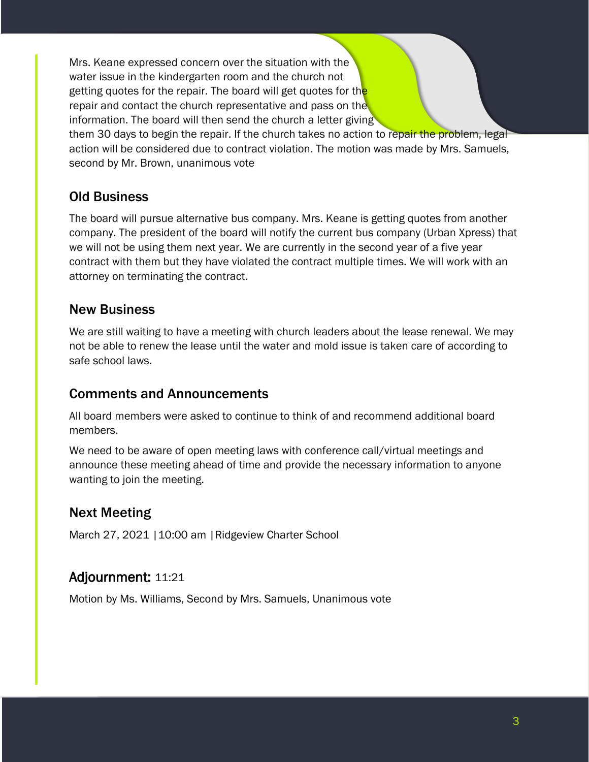Mrs. Keane expressed concern over the situation with the water issue in the kindergarten room and the church not getting quotes for the repair. The board will get quotes for the repair and contact the church representative and pass on the information. The board will then send the church a letter giving them 30 days to begin the repair. If the church takes no action to repair the problem, legal action will be considered due to contract violation. The motion was made by Mrs. Samuels, second by Mr. Brown, unanimous vote

## Old Business

The board will pursue alternative bus company. Mrs. Keane is getting quotes from another company. The president of the board will notify the current bus company (Urban Xpress) that we will not be using them next year. We are currently in the second year of a five year contract with them but they have violated the contract multiple times. We will work with an attorney on terminating the contract.

## New Business

We are still waiting to have a meeting with church leaders about the lease renewal. We may not be able to renew the lease until the water and mold issue is taken care of according to safe school laws.

## Comments and Announcements

All board members were asked to continue to think of and recommend additional board members.

We need to be aware of open meeting laws with conference call/virtual meetings and announce these meeting ahead of time and provide the necessary information to anyone wanting to join the meeting.

## Next Meeting

March 27, 2021 | 10:00 am | Ridgeview Charter School

## Adjournment: 11:21

Motion by Ms. Williams, Second by Mrs. Samuels, Unanimous vote